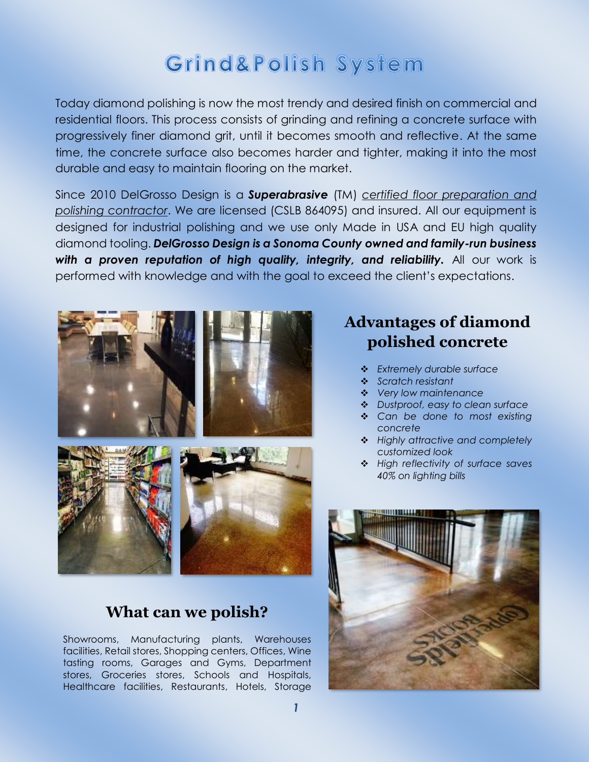# Grind&Polish System

Today diamond polishing is now the most trendy and desired finish on commercial and residential floors. This process consists of grinding and refining a concrete surface with progressively finer diamond grit, until it becomes smooth and reflective. At the same time, the concrete surface also becomes harder and tighter, making it into the most durable and easy to maintain flooring on the market.

Since 2010 DelGrosso Design is a ***Superabrasive*** (TM) certified floor preparation and polishing contractor. We are licensed (CSLB 864095) and insured. All our equipment is designed for industrial polishing and we use only Made in USA and EU high quality diamond tooling. ***DelGrosso Design is a Sonoma County owned and family-run business with a proven reputation of high quality, integrity, and reliability.*** All our work is performed with knowledge and with the goal to exceed the client's expectations.

## Advantages of diamond polished concrete

- *Extremely durable surface*
- *Scratch resistant*
- *Very low maintenance*
- *Dustproof, easy to clean surface*
- *Can be done to most existing concrete*
- *Highly attractive and completely customized look*
- *High reflectivity of surface saves 40% on lighting bills*

## What can we polish?

Showrooms, Manufacturing plants, Warehouses facilities, Retail stores, Shopping centers, Offices, Wine tasting rooms, Garages and Gyms, Department stores, Groceries stores, Schools and Hospitals, Healthcare facilities, Restaurants, Hotels, Storage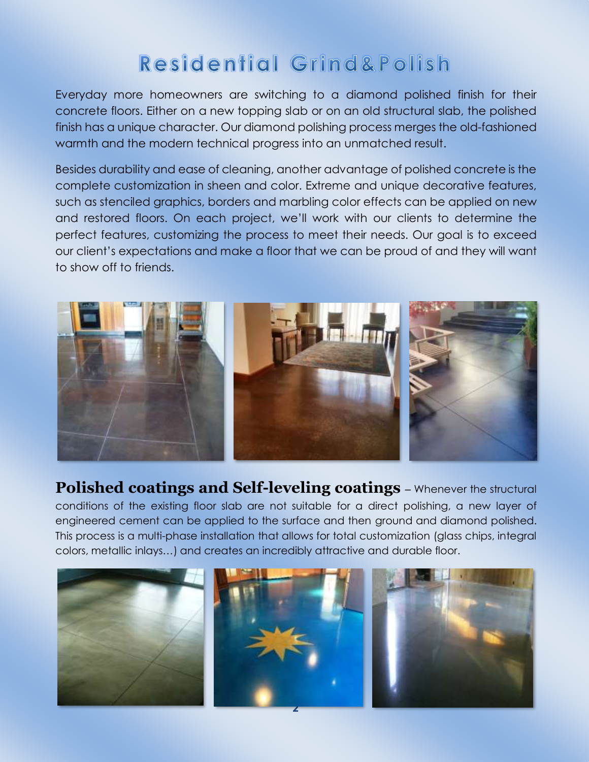# Residential Grind&Polish

Everyday more homeowners are switching to a diamond polished finish for their concrete floors. Either on a new topping slab or on an old structural slab, the polished finish has a unique character. Our diamond polishing process merges the old-fashioned warmth and the modern technical progress into an unmatched result.

Besides durability and ease of cleaning, another advantage of polished concrete is the complete customization in sheen and color. Extreme and unique decorative features, such as stenciled graphics, borders and marbling color effects can be applied on new and restored floors. On each project, we'll work with our clients to determine the perfect features, customizing the process to meet their needs. Our goal is to exceed our client's expectations and make a floor that we can be proud of and they will want to show off to friends.

**Polished coatings and Self-leveling coatings** – Whenever the structural conditions of the existing floor slab are not suitable for a direct polishing, a new layer of engineered cement can be applied to the surface and then ground and diamond polished. This process is a multi-phase installation that allows for total customization (glass chips, integral colors, metallic inlays…) and creates an incredibly attractive and durable floor.